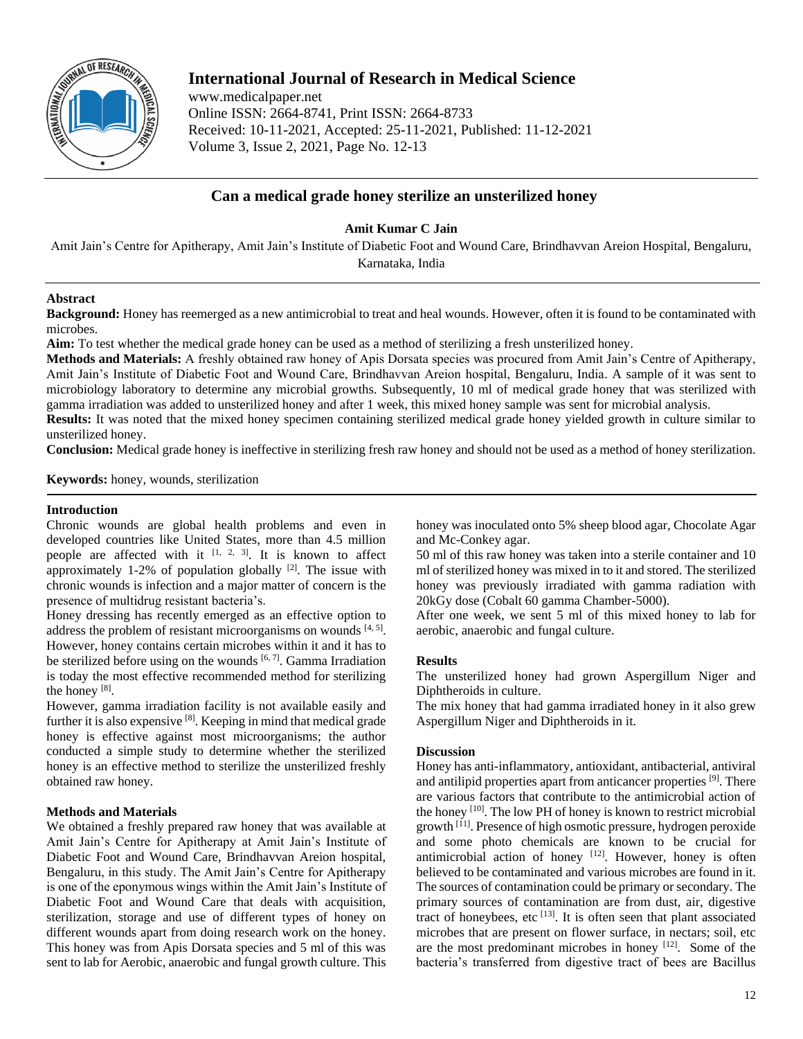# Can a medical grade honey sterilize an unsterilized honey

**Amit Kumar C Jain**

Amit Jain's Centre for Apitherapy, Amit Jain's Institute of Diabetic Foot and Wound Care, Brindhavvan Areion Hospital, Bengaluru, Karnataka, India

## Abstract

**Background:** Honey has reemerged as a new antimicrobial to treat and heal wounds. However, often it is found to be contaminated with microbes.

**Aim:** To test whether the medical grade honey can be used as a method of sterilizing a fresh unsterilized honey.

**Methods and Materials:** A freshly obtained raw honey of Apis Dorsata species was procured from Amit Jain's Centre of Apitherapy, Amit Jain's Institute of Diabetic Foot and Wound Care, Brindhavvan Areion hospital, Bengaluru, India. A sample of it was sent to microbiology laboratory to determine any microbial growths. Subsequently, 10 ml of medical grade honey that was sterilized with gamma irradiation was added to unsterilized honey and after 1 week, this mixed honey sample was sent for microbial analysis.

**Results:** It was noted that the mixed honey specimen containing sterilized medical grade honey yielded growth in culture similar to unsterilized honey.

**Conclusion:** Medical grade honey is ineffective in sterilizing fresh raw honey and should not be used as a method of honey sterilization.

**Keywords:** honey, wounds, sterilization

## Introduction

Chronic wounds are global health problems and even in developed countries like United States, more than 4.5 million people are affected with it [1, 2, 3]. It is known to affect approximately 1-2% of population globally [2]. The issue with chronic wounds is infection and a major matter of concern is the presence of multidrug resistant bacteria's.

Honey dressing has recently emerged as an effective option to address the problem of resistant microorganisms on wounds [4, 5]. However, honey contains certain microbes within it and it has to be sterilized before using on the wounds [6, 7]. Gamma Irradiation is today the most effective recommended method for sterilizing the honey [8].

However, gamma irradiation facility is not available easily and further it is also expensive [8]. Keeping in mind that medical grade honey is effective against most microorganisms; the author conducted a simple study to determine whether the sterilized honey is an effective method to sterilize the unsterilized freshly obtained raw honey.

## Methods and Materials

We obtained a freshly prepared raw honey that was available at Amit Jain's Centre for Apitherapy at Amit Jain's Institute of Diabetic Foot and Wound Care, Brindhavvan Areion hospital, Bengaluru, in this study. The Amit Jain's Centre for Apitherapy is one of the eponymous wings within the Amit Jain's Institute of Diabetic Foot and Wound Care that deals with acquisition, sterilization, storage and use of different types of honey on different wounds apart from doing research work on the honey. This honey was from Apis Dorsata species and 5 ml of this was sent to lab for Aerobic, anaerobic and fungal growth culture. This honey was inoculated onto 5% sheep blood agar, Chocolate Agar and Mc-Conkey agar.

50 ml of this raw honey was taken into a sterile container and 10 ml of sterilized honey was mixed in to it and stored. The sterilized honey was previously irradiated with gamma radiation with 20kGy dose (Cobalt 60 gamma Chamber-5000).

After one week, we sent 5 ml of this mixed honey to lab for aerobic, anaerobic and fungal culture.

## Results

The unsterilized honey had grown Aspergillum Niger and Diphtheroids in culture.

The mix honey that had gamma irradiated honey in it also grew Aspergillum Niger and Diphtheroids in it.

## Discussion

Honey has anti-inflammatory, antioxidant, antibacterial, antiviral and antilipid properties apart from anticancer properties [9]. There are various factors that contribute to the antimicrobial action of the honey [10]. The low PH of honey is known to restrict microbial growth [11]. Presence of high osmotic pressure, hydrogen peroxide and some photo chemicals are known to be crucial for antimicrobial action of honey [12]. However, honey is often believed to be contaminated and various microbes are found in it. The sources of contamination could be primary or secondary. The primary sources of contamination are from dust, air, digestive tract of honeybees, etc [13]. It is often seen that plant associated microbes that are present on flower surface, in nectars; soil, etc are the most predominant microbes in honey [12]. Some of the bacteria's transferred from digestive tract of bees are Bacillus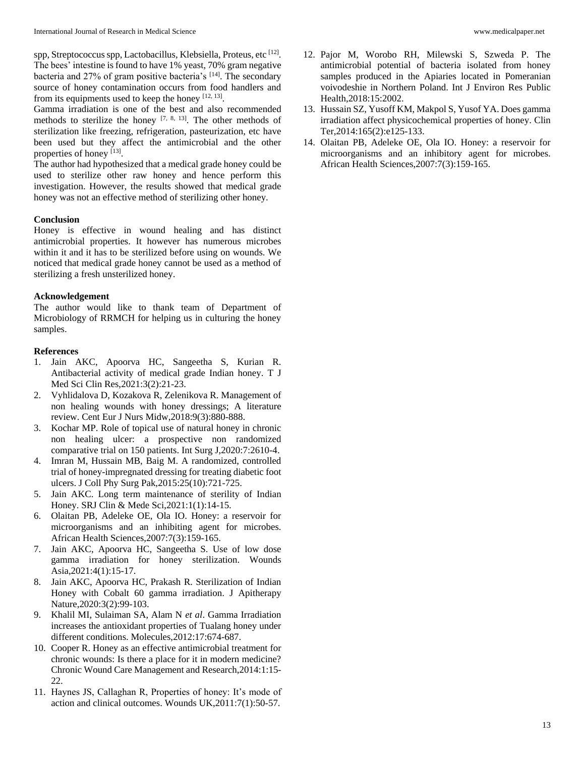spp, Streptococcus spp, Lactobacillus, Klebsiella, Proteus, etc [12]. The bees' intestine is found to have 1% yeast, 70% gram negative bacteria and 27% of gram positive bacteria's [14]. The secondary source of honey contamination occurs from food handlers and from its equipments used to keep the honey [12, 13].

Gamma irradiation is one of the best and also recommended methods to sterilize the honey [7, 8, 13]. The other methods of sterilization like freezing, refrigeration, pasteurization, etc have been used but they affect the antimicrobial and the other properties of honey [13].

The author had hypothesized that a medical grade honey could be used to sterilize other raw honey and hence perform this investigation. However, the results showed that medical grade honey was not an effective method of sterilizing other honey.

**Conclusion**

Honey is effective in wound healing and has distinct antimicrobial properties. It however has numerous microbes within it and it has to be sterilized before using on wounds. We noticed that medical grade honey cannot be used as a method of sterilizing a fresh unsterilized honey.

**Acknowledgement**

The author would like to thank team of Department of Microbiology of RRMCH for helping us in culturing the honey samples.

**References**

1. Jain AKC, Apoorva HC, Sangeetha S, Kurian R. Antibacterial activity of medical grade Indian honey. T J Med Sci Clin Res,2021:3(2):21-23.
2. Vyhlidalova D, Kozakova R, Zelenikova R. Management of non healing wounds with honey dressings; A literature review. Cent Eur J Nurs Midw,2018:9(3):880-888.
3. Kochar MP. Role of topical use of natural honey in chronic non healing ulcer: a prospective non randomized comparative trial on 150 patients. Int Surg J,2020:7:2610-4.
4. Imran M, Hussain MB, Baig M. A randomized, controlled trial of honey-impregnated dressing for treating diabetic foot ulcers. J Coll Phy Surg Pak,2015:25(10):721-725.
5. Jain AKC. Long term maintenance of sterility of Indian Honey. SRJ Clin & Mede Sci,2021:1(1):14-15.
6. Olaitan PB, Adeleke OE, Ola IO. Honey: a reservoir for microorganisms and an inhibiting agent for microbes. African Health Sciences,2007:7(3):159-165.
7. Jain AKC, Apoorva HC, Sangeetha S. Use of low dose gamma irradiation for honey sterilization. Wounds Asia,2021:4(1):15-17.
8. Jain AKC, Apoorva HC, Prakash R. Sterilization of Indian Honey with Cobalt 60 gamma irradiation. J Apitherapy Nature,2020:3(2):99-103.
9. Khalil MI, Sulaiman SA, Alam N *et al*. Gamma Irradiation increases the antioxidant properties of Tualang honey under different conditions. Molecules,2012:17:674-687.
10. Cooper R. Honey as an effective antimicrobial treatment for chronic wounds: Is there a place for it in modern medicine? Chronic Wound Care Management and Research,2014:1:15-22.
11. Haynes JS, Callaghan R, Properties of honey: It's mode of action and clinical outcomes. Wounds UK,2011:7(1):50-57.
12. Pajor M, Worobo RH, Milewski S, Szweda P. The antimicrobial potential of bacteria isolated from honey samples produced in the Apiaries located in Pomeranian voivodeshie in Northern Poland. Int J Environ Res Public Health,2018:15:2002.
13. Hussain SZ, Yusoff KM, Makpol S, Yusof YA. Does gamma irradiation affect physicochemical properties of honey. Clin Ter,2014:165(2):e125-133.
14. Olaitan PB, Adeleke OE, Ola IO. Honey: a reservoir for microorganisms and an inhibitory agent for microbes. African Health Sciences,2007:7(3):159-165.